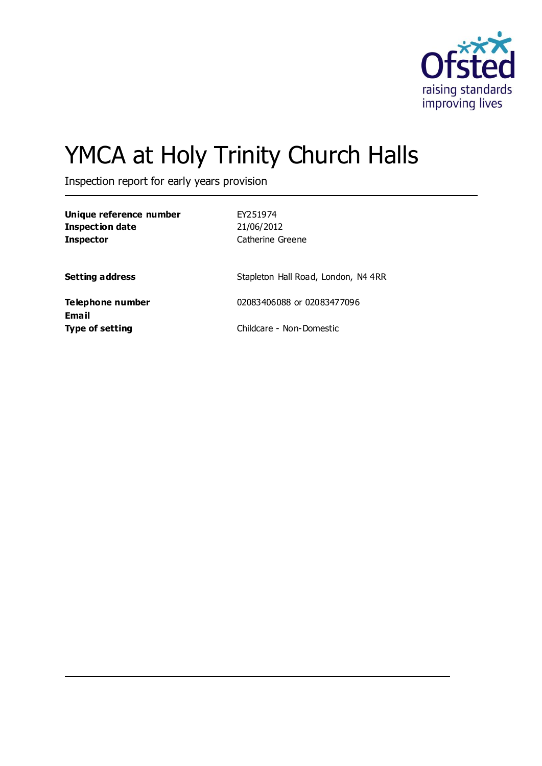# YMCA at Holy Trinity Church Halls

Inspection report for early years provision

| | |
|---|---|
| **Unique reference number** | EY251974 |
| **Inspection date** | 21/06/2012 |
| **Inspector** | Catherine Greene |
| | |
| **Setting address** | Stapleton Hall Road, London, N4 4RR |
| | |
| **Telephone number** | 02083406088 or 02083477096 |
| **Email** | |
| **Type of setting** | Childcare - Non-Domestic |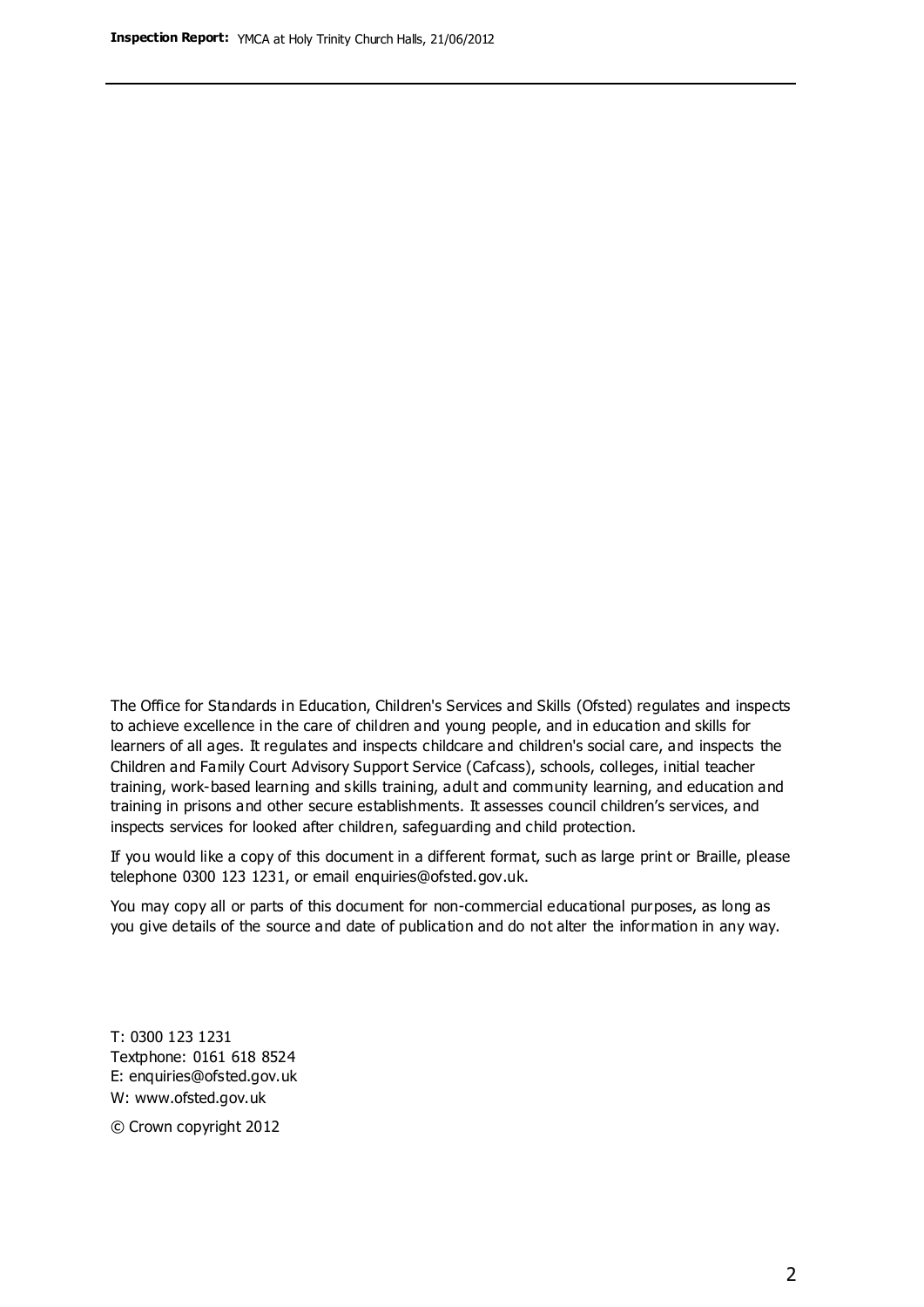The Office for Standards in Education, Children's Services and Skills (Ofsted) regulates and inspects to achieve excellence in the care of children and young people, and in education and skills for learners of all ages. It regulates and inspects childcare and children's social care, and inspects the Children and Family Court Advisory Support Service (Cafcass), schools, colleges, initial teacher training, work-based learning and skills training, adult and community learning, and education and training in prisons and other secure establishments. It assesses council children's services, and inspects services for looked after children, safeguarding and child protection.

If you would like a copy of this document in a different format, such as large print or Braille, please telephone 0300 123 1231, or email enquiries@ofsted.gov.uk.

You may copy all or parts of this document for non-commercial educational purposes, as long as you give details of the source and date of publication and do not alter the information in any way.

T: 0300 123 1231
Textphone: 0161 618 8524
E: enquiries@ofsted.gov.uk
W: www.ofsted.gov.uk

© Crown copyright 2012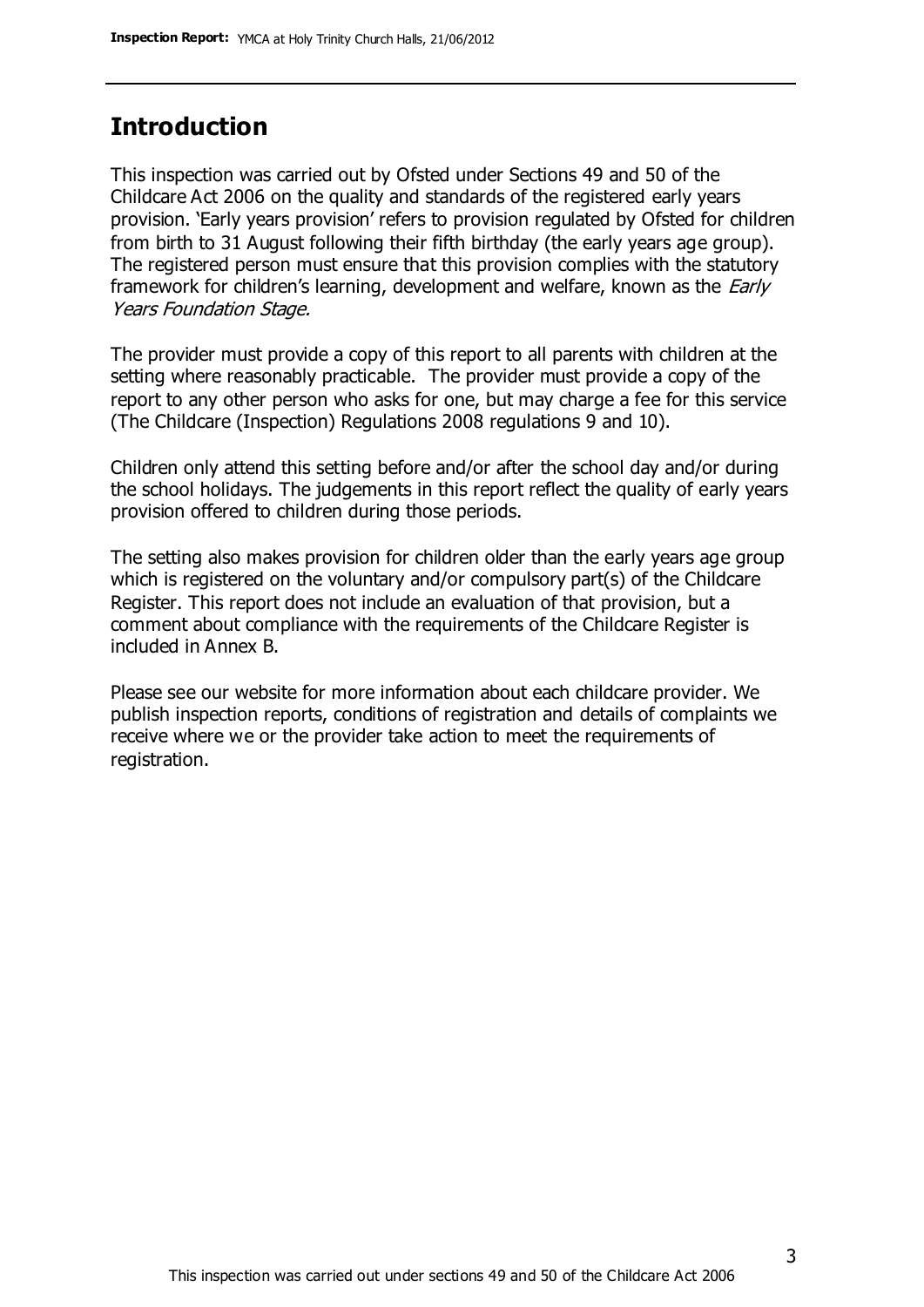## Introduction

This inspection was carried out by Ofsted under Sections 49 and 50 of the Childcare Act 2006 on the quality and standards of the registered early years provision. 'Early years provision' refers to provision regulated by Ofsted for children from birth to 31 August following their fifth birthday (the early years age group). The registered person must ensure that this provision complies with the statutory framework for children's learning, development and welfare, known as the *Early Years Foundation Stage.*

The provider must provide a copy of this report to all parents with children at the setting where reasonably practicable. The provider must provide a copy of the report to any other person who asks for one, but may charge a fee for this service (The Childcare (Inspection) Regulations 2008 regulations 9 and 10).

Children only attend this setting before and/or after the school day and/or during the school holidays. The judgements in this report reflect the quality of early years provision offered to children during those periods.

The setting also makes provision for children older than the early years age group which is registered on the voluntary and/or compulsory part(s) of the Childcare Register. This report does not include an evaluation of that provision, but a comment about compliance with the requirements of the Childcare Register is included in Annex B.

Please see our website for more information about each childcare provider. We publish inspection reports, conditions of registration and details of complaints we receive where we or the provider take action to meet the requirements of registration.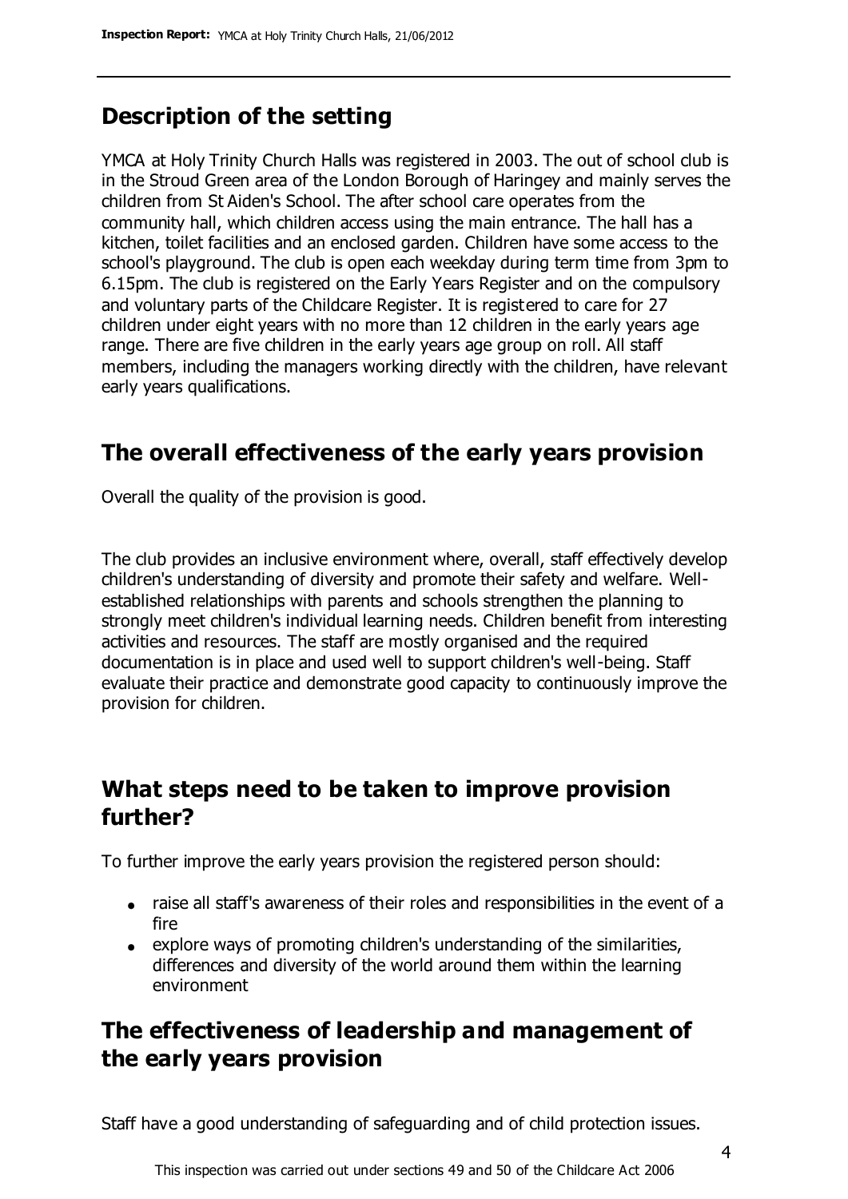## Description of the setting

YMCA at Holy Trinity Church Halls was registered in 2003. The out of school club is in the Stroud Green area of the London Borough of Haringey and mainly serves the children from St Aiden's School. The after school care operates from the community hall, which children access using the main entrance. The hall has a kitchen, toilet facilities and an enclosed garden. Children have some access to the school's playground. The club is open each weekday during term time from 3pm to 6.15pm. The club is registered on the Early Years Register and on the compulsory and voluntary parts of the Childcare Register. It is registered to care for 27 children under eight years with no more than 12 children in the early years age range. There are five children in the early years age group on roll. All staff members, including the managers working directly with the children, have relevant early years qualifications.

## The overall effectiveness of the early years provision

Overall the quality of the provision is good.

The club provides an inclusive environment where, overall, staff effectively develop children's understanding of diversity and promote their safety and welfare. Well-established relationships with parents and schools strengthen the planning to strongly meet children's individual learning needs. Children benefit from interesting activities and resources. The staff are mostly organised and the required documentation is in place and used well to support children's well-being. Staff evaluate their practice and demonstrate good capacity to continuously improve the provision for children.

## What steps need to be taken to improve provision further?

To further improve the early years provision the registered person should:

- raise all staff's awareness of their roles and responsibilities in the event of a fire
- explore ways of promoting children's understanding of the similarities, differences and diversity of the world around them within the learning environment

## The effectiveness of leadership and management of the early years provision

Staff have a good understanding of safeguarding and of child protection issues.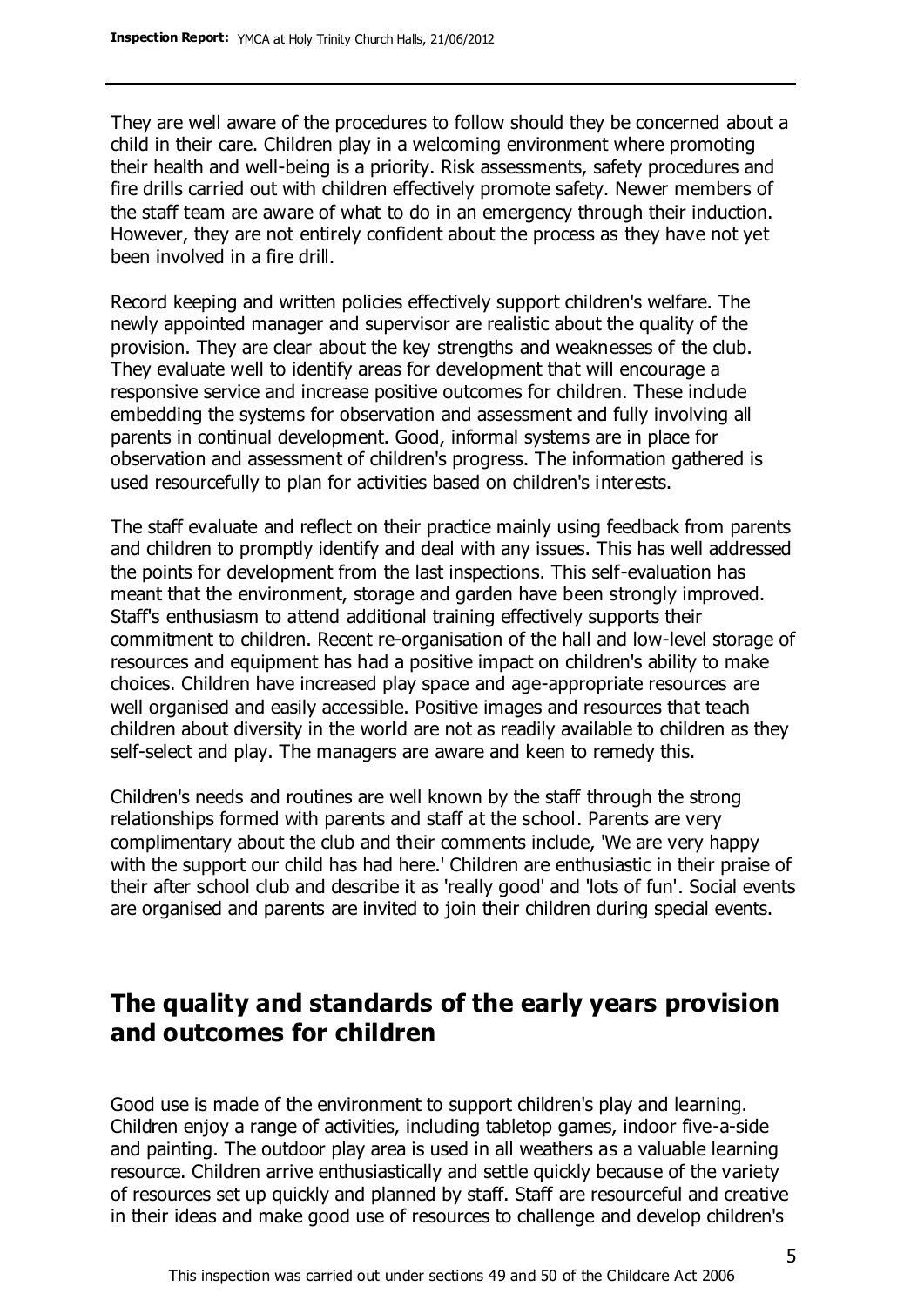They are well aware of the procedures to follow should they be concerned about a child in their care. Children play in a welcoming environment where promoting their health and well-being is a priority. Risk assessments, safety procedures and fire drills carried out with children effectively promote safety. Newer members of the staff team are aware of what to do in an emergency through their induction. However, they are not entirely confident about the process as they have not yet been involved in a fire drill.

Record keeping and written policies effectively support children's welfare. The newly appointed manager and supervisor are realistic about the quality of the provision. They are clear about the key strengths and weaknesses of the club. They evaluate well to identify areas for development that will encourage a responsive service and increase positive outcomes for children. These include embedding the systems for observation and assessment and fully involving all parents in continual development. Good, informal systems are in place for observation and assessment of children's progress. The information gathered is used resourcefully to plan for activities based on children's interests.

The staff evaluate and reflect on their practice mainly using feedback from parents and children to promptly identify and deal with any issues. This has well addressed the points for development from the last inspections. This self-evaluation has meant that the environment, storage and garden have been strongly improved. Staff's enthusiasm to attend additional training effectively supports their commitment to children. Recent re-organisation of the hall and low-level storage of resources and equipment has had a positive impact on children's ability to make choices. Children have increased play space and age-appropriate resources are well organised and easily accessible. Positive images and resources that teach children about diversity in the world are not as readily available to children as they self-select and play. The managers are aware and keen to remedy this.

Children's needs and routines are well known by the staff through the strong relationships formed with parents and staff at the school. Parents are very complimentary about the club and their comments include, 'We are very happy with the support our child has had here.' Children are enthusiastic in their praise of their after school club and describe it as 'really good' and 'lots of fun'. Social events are organised and parents are invited to join their children during special events.

## The quality and standards of the early years provision and outcomes for children

Good use is made of the environment to support children's play and learning. Children enjoy a range of activities, including tabletop games, indoor five-a-side and painting. The outdoor play area is used in all weathers as a valuable learning resource. Children arrive enthusiastically and settle quickly because of the variety of resources set up quickly and planned by staff. Staff are resourceful and creative in their ideas and make good use of resources to challenge and develop children's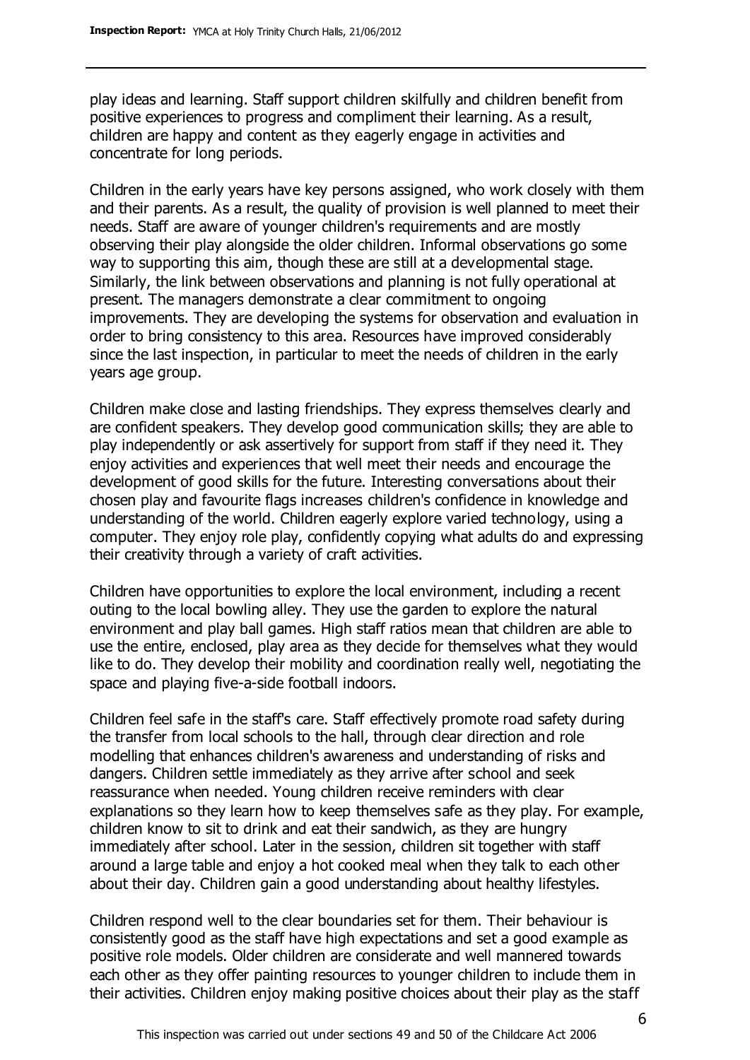play ideas and learning. Staff support children skilfully and children benefit from positive experiences to progress and compliment their learning. As a result, children are happy and content as they eagerly engage in activities and concentrate for long periods.

Children in the early years have key persons assigned, who work closely with them and their parents. As a result, the quality of provision is well planned to meet their needs. Staff are aware of younger children's requirements and are mostly observing their play alongside the older children. Informal observations go some way to supporting this aim, though these are still at a developmental stage. Similarly, the link between observations and planning is not fully operational at present. The managers demonstrate a clear commitment to ongoing improvements. They are developing the systems for observation and evaluation in order to bring consistency to this area. Resources have improved considerably since the last inspection, in particular to meet the needs of children in the early years age group.

Children make close and lasting friendships. They express themselves clearly and are confident speakers. They develop good communication skills; they are able to play independently or ask assertively for support from staff if they need it. They enjoy activities and experiences that well meet their needs and encourage the development of good skills for the future. Interesting conversations about their chosen play and favourite flags increases children's confidence in knowledge and understanding of the world. Children eagerly explore varied technology, using a computer. They enjoy role play, confidently copying what adults do and expressing their creativity through a variety of craft activities.

Children have opportunities to explore the local environment, including a recent outing to the local bowling alley. They use the garden to explore the natural environment and play ball games. High staff ratios mean that children are able to use the entire, enclosed, play area as they decide for themselves what they would like to do. They develop their mobility and coordination really well, negotiating the space and playing five-a-side football indoors.

Children feel safe in the staff's care. Staff effectively promote road safety during the transfer from local schools to the hall, through clear direction and role modelling that enhances children's awareness and understanding of risks and dangers. Children settle immediately as they arrive after school and seek reassurance when needed. Young children receive reminders with clear explanations so they learn how to keep themselves safe as they play. For example, children know to sit to drink and eat their sandwich, as they are hungry immediately after school. Later in the session, children sit together with staff around a large table and enjoy a hot cooked meal when they talk to each other about their day. Children gain a good understanding about healthy lifestyles.

Children respond well to the clear boundaries set for them. Their behaviour is consistently good as the staff have high expectations and set a good example as positive role models. Older children are considerate and well mannered towards each other as they offer painting resources to younger children to include them in their activities. Children enjoy making positive choices about their play as the staff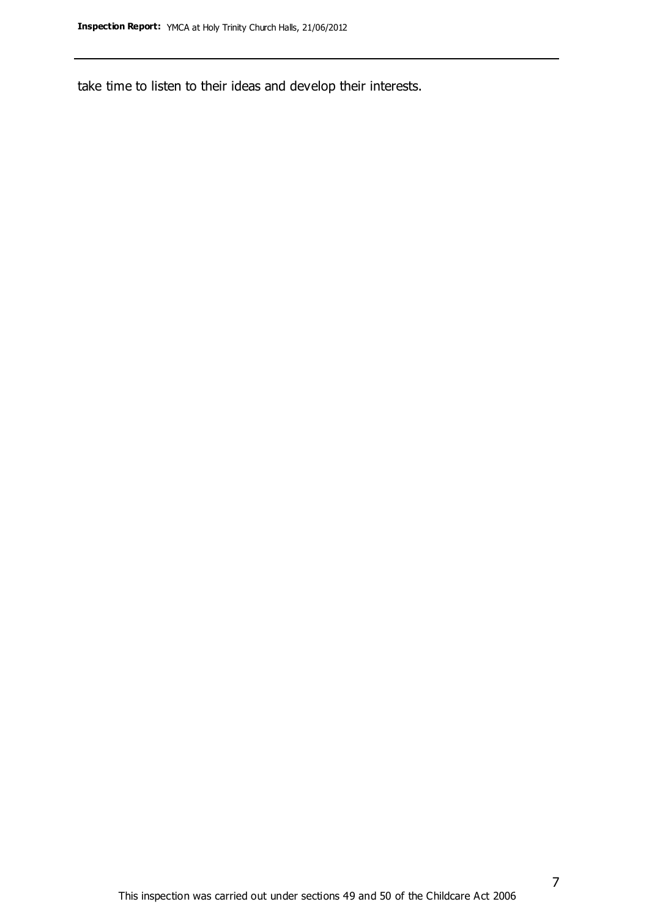take time to listen to their ideas and develop their interests.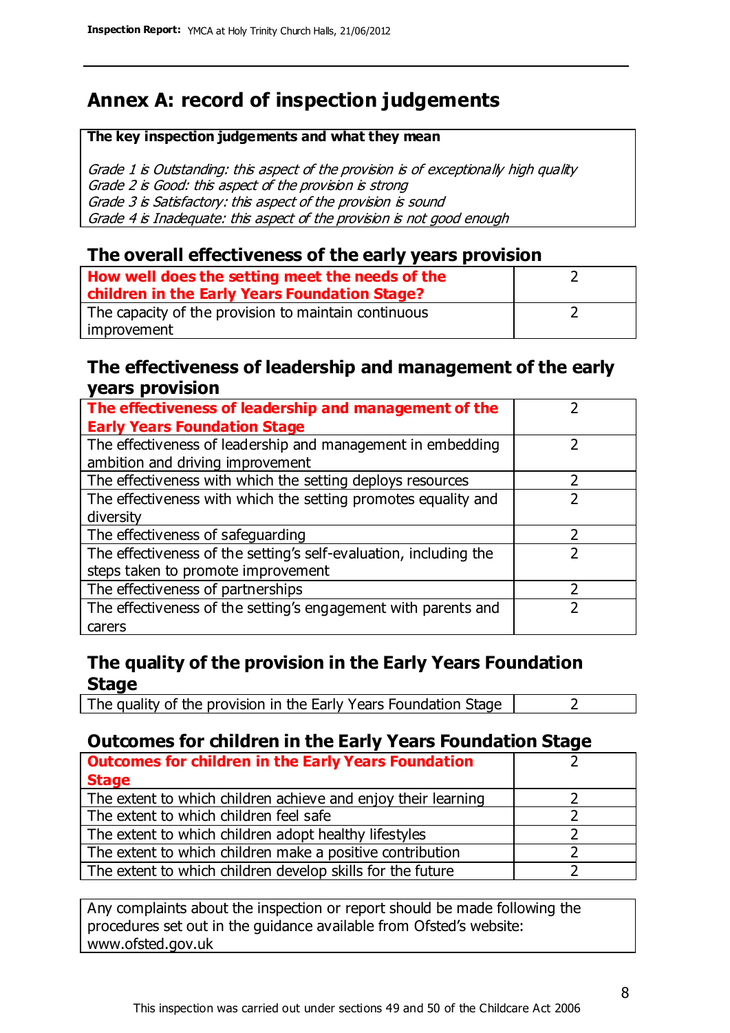# Annex A: record of inspection judgements

**The key inspection judgements and what they mean**

*Grade 1 is Outstanding: this aspect of the provision is of exceptionally high quality*
*Grade 2 is Good: this aspect of the provision is strong*
*Grade 3 is Satisfactory: this aspect of the provision is sound*
*Grade 4 is Inadequate: this aspect of the provision is not good enough*

## The overall effectiveness of the early years provision

| | |
|---|---|
| **How well does the setting meet the needs of the children in the Early Years Foundation Stage?** | 2 |
| The capacity of the provision to maintain continuous improvement | 2 |

## The effectiveness of leadership and management of the early years provision

| | |
|---|---|
| **The effectiveness of leadership and management of the Early Years Foundation Stage** | 2 |
| The effectiveness of leadership and management in embedding ambition and driving improvement | 2 |
| The effectiveness with which the setting deploys resources | 2 |
| The effectiveness with which the setting promotes equality and diversity | 2 |
| The effectiveness of safeguarding | 2 |
| The effectiveness of the setting's self-evaluation, including the steps taken to promote improvement | 2 |
| The effectiveness of partnerships | 2 |
| The effectiveness of the setting's engagement with parents and carers | 2 |

## The quality of the provision in the Early Years Foundation Stage

| | |
|---|---|
| The quality of the provision in the Early Years Foundation Stage | 2 |

## Outcomes for children in the Early Years Foundation Stage

| | |
|---|---|
| **Outcomes for children in the Early Years Foundation Stage** | 2 |
| The extent to which children achieve and enjoy their learning | 2 |
| The extent to which children feel safe | 2 |
| The extent to which children adopt healthy lifestyles | 2 |
| The extent to which children make a positive contribution | 2 |
| The extent to which children develop skills for the future | 2 |

Any complaints about the inspection or report should be made following the procedures set out in the guidance available from Ofsted's website: www.ofsted.gov.uk

This inspection was carried out under sections 49 and 50 of the Childcare Act 2006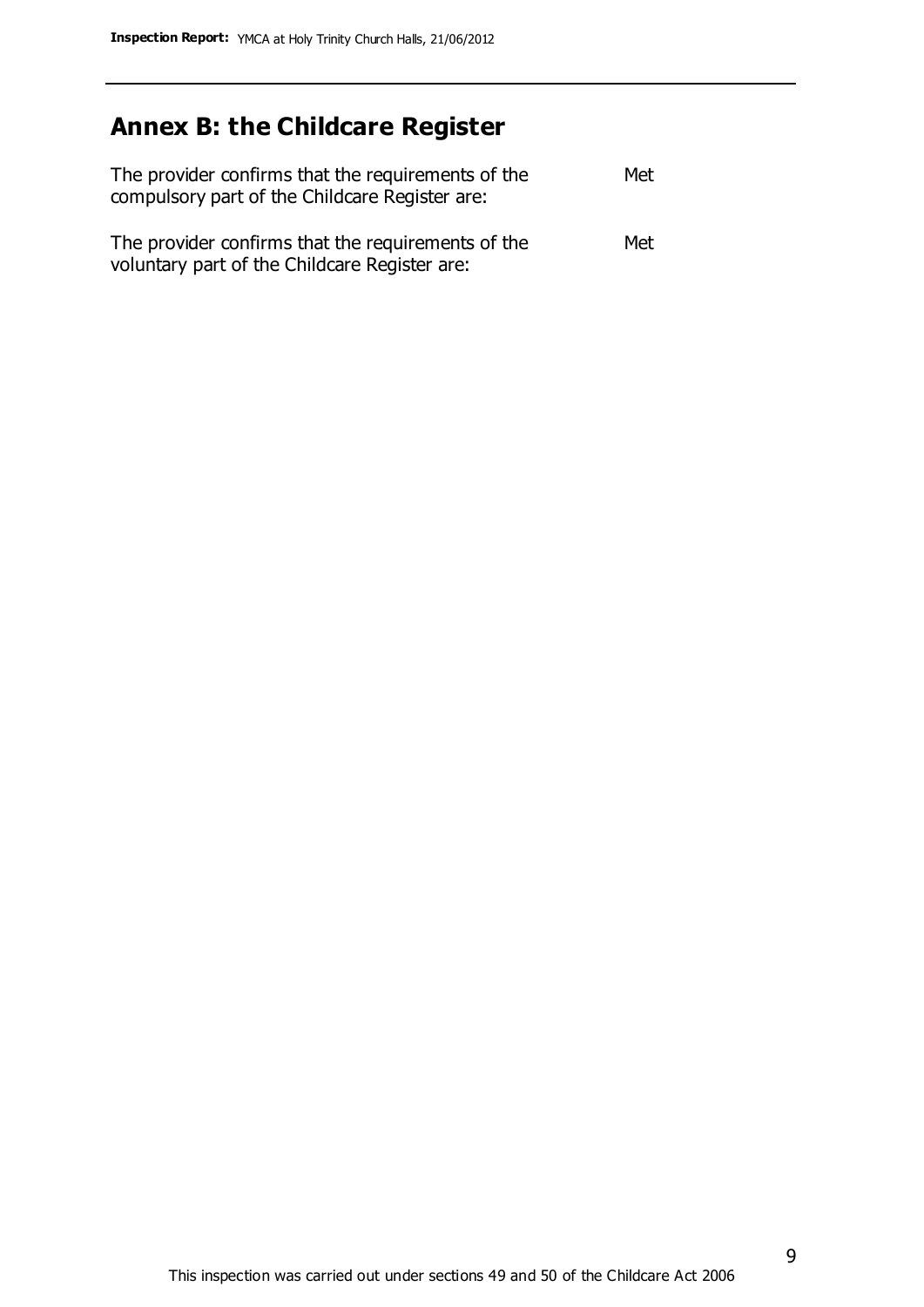## Annex B: the Childcare Register

| | |
|---|---|
| The provider confirms that the requirements of the compulsory part of the Childcare Register are: | Met |
| The provider confirms that the requirements of the voluntary part of the Childcare Register are: | Met |

This inspection was carried out under sections 49 and 50 of the Childcare Act 2006